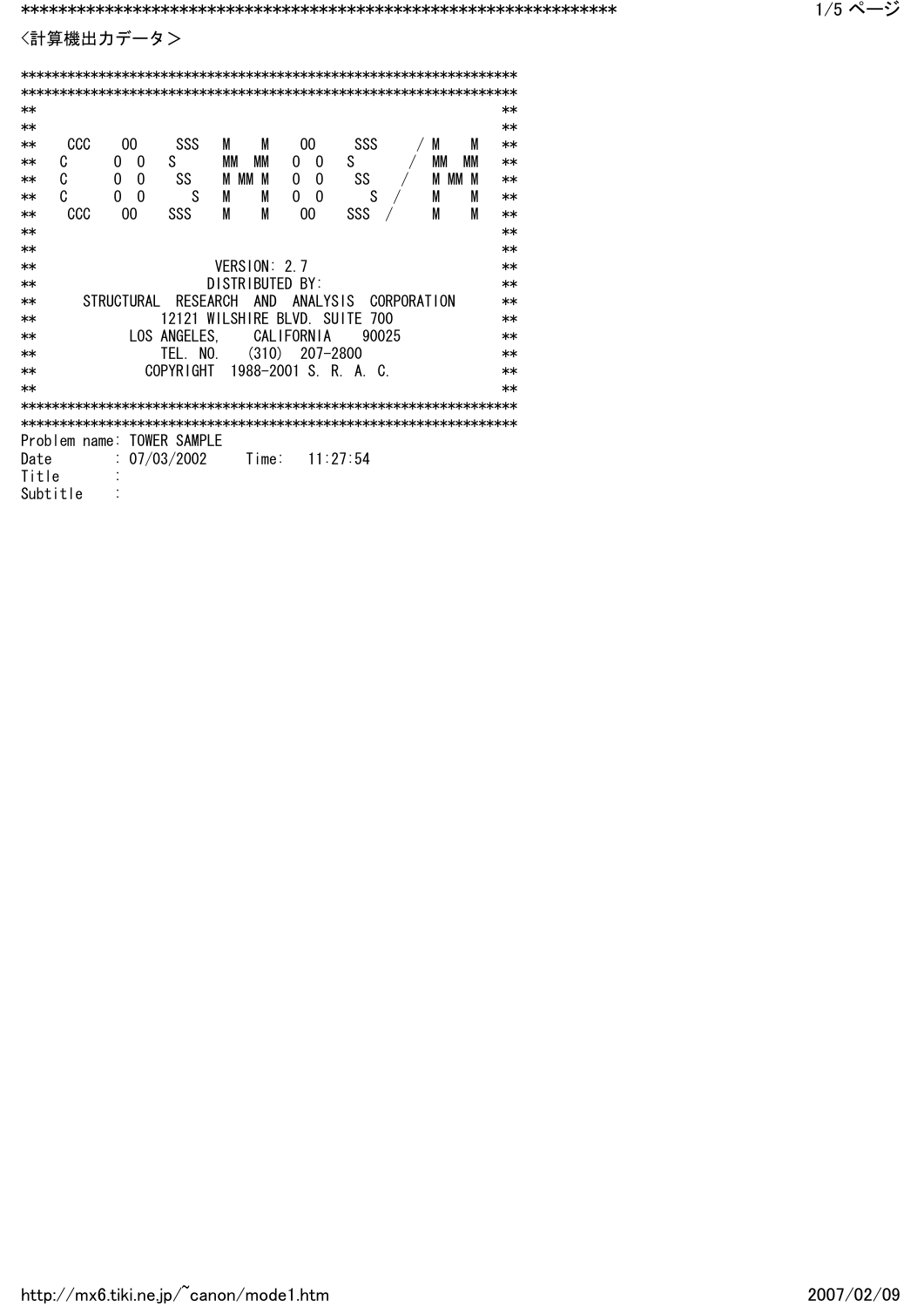<計算機出力データ>

```
******************************************************************
******************************************************************
**                                                              **
**                                                              **
**   CCC    OO     SSS   M    M    OO     SSS     / M    M      **
**  C      O  O   S      MM  MM   O  O   S       /  MM  MM      **
**  C      O  O    SS    M MM M   O  O    SS    /   M MM M      **
**  C      O  O      S   M    M   O  O      S  /    M    M      **
**   CCC    OO    SSS    M    M    OO    SSS  /     M    M      **
**                                                              **
**                                                              **
**                      VERSION: 2.7                            **
**                     DISTRIBUTED BY:                          **
**      STRUCTURAL  RESEARCH  AND  ANALYSIS  CORPORATION        **
**              12121 WILSHIRE BLVD. SUITE 700                  **
**           LOS ANGELES,    CALIFORNIA    90025                **
**                TEL. NO.   (310)  207-2800                    **
**             COPYRIGHT  1988-2001 S. R. A. C.                 **
**                                                              **
******************************************************************
******************************************************************
Problem name: TOWER SAMPLE
Date        : 07/03/2002     Time:   11:27:54
Title       :
Subtitle    :
```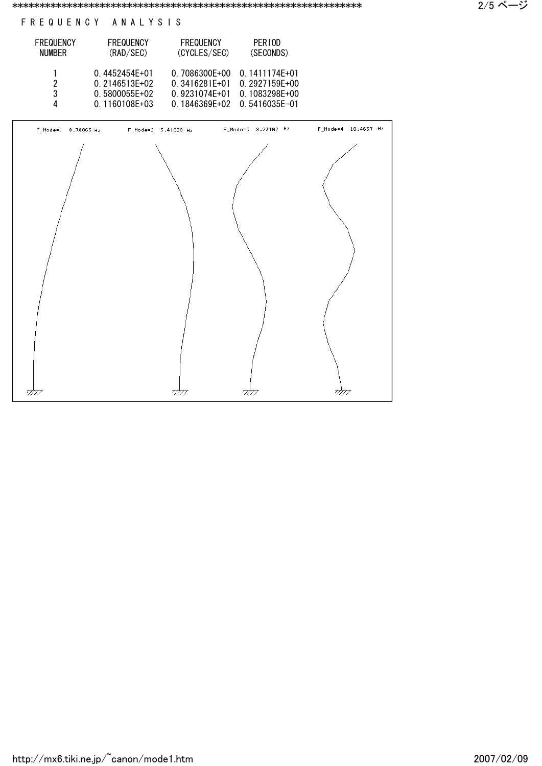# F R E Q U E N C Y   A N A L Y S I S

| FREQUENCY NUMBER | FREQUENCY (RAD/SEC) | FREQUENCY (CYCLES/SEC) | PERIOD (SECONDS) |
|---|---|---|---|
| 1 | 0.4452454E+01 | 0.7086300E+00 | 0.1411174E+01 |
| 2 | 0.2146513E+02 | 0.3416281E+01 | 0.2927159E+00 |
| 3 | 0.5800055E+02 | 0.9231074E+01 | 0.1083298E+00 |
| 4 | 0.1160108E+03 | 0.1846369E+02 | 0.5416035E-01 |

F_Mode=1 0.70863 Hz    F_Mode=2 3.41628 Hz    F_Mode=3 9.23107 Hz    F_Mode=4 18.4637 Hz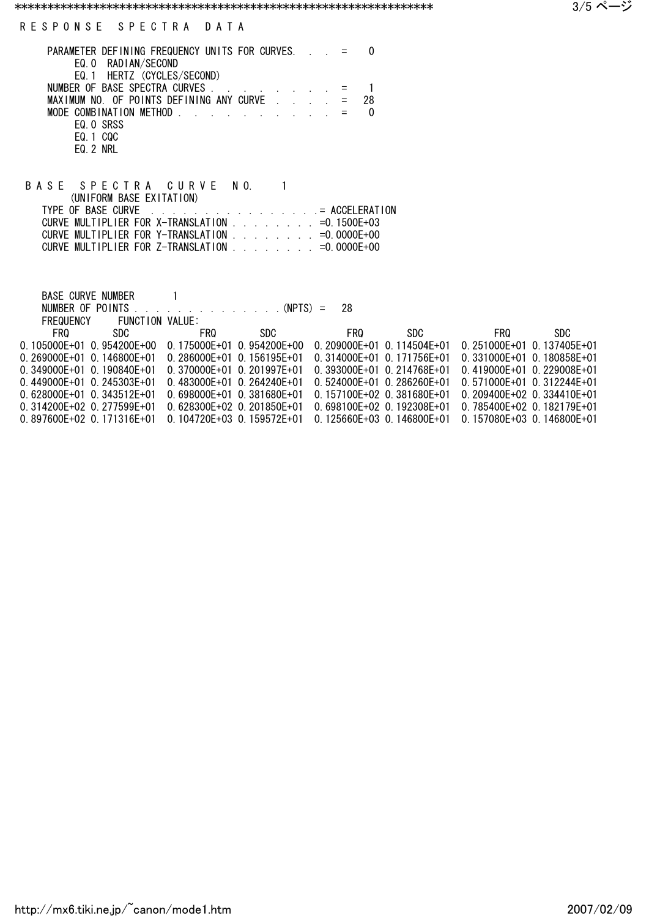RESPONSE SPECTRA DATA

```
PARAMETER DEFINING FREQUENCY UNITS FOR CURVES. . . =    0
     EQ.0  RADIAN/SECOND
     EQ.1  HERTZ (CYCLES/SECOND)
NUMBER OF BASE SPECTRA CURVES . . . . . . . . . =    1
MAXIMUM NO. OF POINTS DEFINING ANY CURVE . . . . =   28
MODE COMBINATION METHOD . . . . . . . . . . . =    0
     EQ.0 SRSS
     EQ.1 CQC
     EQ.2 NRL
```

```
BASE  SPECTRA  CURVE  NO.    1
      (UNIFORM BASE EXITATION)
   TYPE OF BASE CURVE  . . . . . . . . . . . . . . . .= ACCELERATION
   CURVE MULTIPLIER FOR X-TRANSLATION . . . . . . . . =0.1500E+03
   CURVE MULTIPLIER FOR Y-TRANSLATION . . . . . . . . =0.0000E+00
   CURVE MULTIPLIER FOR Z-TRANSLATION . . . . . . . . =0.0000E+00
```

```
   BASE CURVE NUMBER       1
   NUMBER OF POINTS . . . . . . . . . . . . . . .(NPTS) =   28
   FREQUENCY      FUNCTION VALUE:
```

| FRQ | SDC | FRQ | SDC | FRQ | SDC | FRQ | SDC |
|---|---|---|---|---|---|---|---|
| 0.105000E+01 | 0.954200E+00 | 0.175000E+01 | 0.954200E+00 | 0.209000E+01 | 0.114504E+01 | 0.251000E+01 | 0.137405E+01 |
| 0.269000E+01 | 0.146800E+01 | 0.286000E+01 | 0.156195E+01 | 0.314000E+01 | 0.171756E+01 | 0.331000E+01 | 0.180858E+01 |
| 0.349000E+01 | 0.190840E+01 | 0.370000E+01 | 0.201997E+01 | 0.393000E+01 | 0.214768E+01 | 0.419000E+01 | 0.229008E+01 |
| 0.449000E+01 | 0.245303E+01 | 0.483000E+01 | 0.264240E+01 | 0.524000E+01 | 0.286260E+01 | 0.571000E+01 | 0.312244E+01 |
| 0.628000E+01 | 0.343512E+01 | 0.698000E+01 | 0.381680E+01 | 0.157100E+02 | 0.381680E+01 | 0.209400E+02 | 0.334410E+01 |
| 0.314200E+02 | 0.277599E+01 | 0.628300E+02 | 0.201850E+01 | 0.698100E+02 | 0.192308E+01 | 0.785400E+02 | 0.182179E+01 |
| 0.897600E+02 | 0.171316E+01 | 0.104720E+03 | 0.159572E+01 | 0.125660E+03 | 0.146800E+01 | 0.157080E+03 | 0.146800E+01 |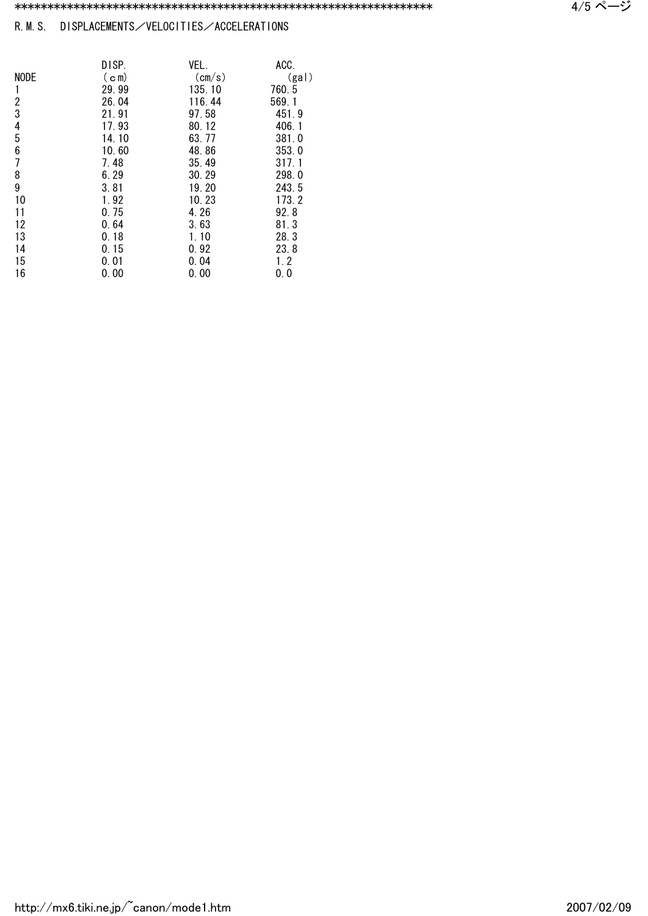*******************************************************************

R.M.S.　DISPLACEMENTS／VELOCITIES／ACCELERATIONS

| NODE | DISP. (cm) | VEL. (cm/s) | ACC. (gal) |
|---|---|---|---|
| 1 | 29.99 | 135.10 | 760.5 |
| 2 | 26.04 | 116.44 | 569.1 |
| 3 | 21.91 | 97.58 | 451.9 |
| 4 | 17.93 | 80.12 | 406.1 |
| 5 | 14.10 | 63.77 | 381.0 |
| 6 | 10.60 | 48.86 | 353.0 |
| 7 | 7.48 | 35.49 | 317.1 |
| 8 | 6.29 | 30.29 | 298.0 |
| 9 | 3.81 | 19.20 | 243.5 |
| 10 | 1.92 | 10.23 | 173.2 |
| 11 | 0.75 | 4.26 | 92.8 |
| 12 | 0.64 | 3.63 | 81.3 |
| 13 | 0.18 | 1.10 | 28.3 |
| 14 | 0.15 | 0.92 | 23.8 |
| 15 | 0.01 | 0.04 | 1.2 |
| 16 | 0.00 | 0.00 | 0.0 |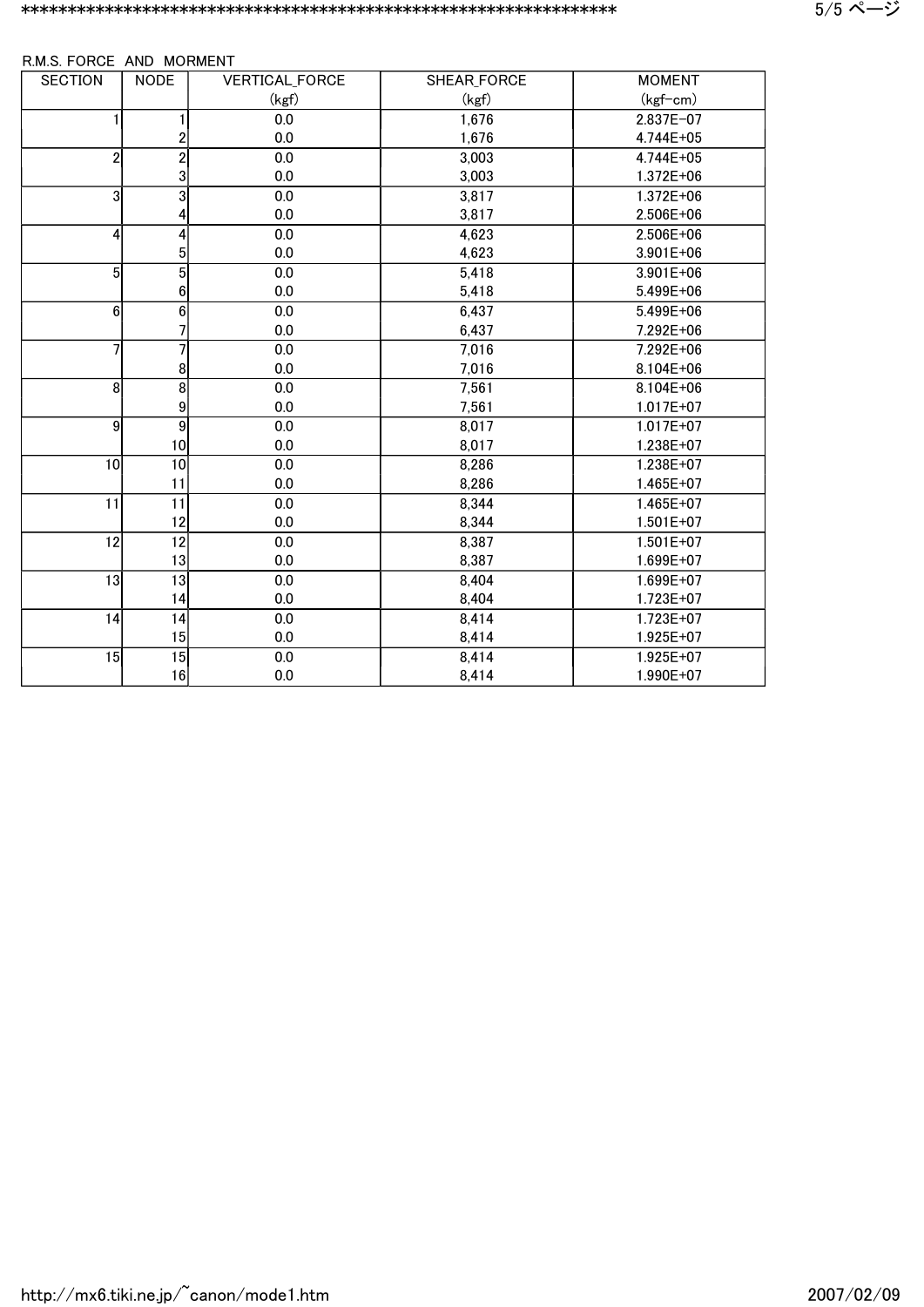R.M.S. FORCE AND MORMENT

| SECTION | NODE | VERTICAL_FORCE (kgf) | SHEAR_FORCE (kgf) | MOMENT (kgf-cm) |
|---|---|---|---|---|
| 1 | 1 | 0.0 | 1,676 | 2.837E-07 |
| | 2 | 0.0 | 1,676 | 4.744E+05 |
| 2 | 2 | 0.0 | 3,003 | 4.744E+05 |
| | 3 | 0.0 | 3,003 | 1.372E+06 |
| 3 | 3 | 0.0 | 3,817 | 1.372E+06 |
| | 4 | 0.0 | 3,817 | 2.506E+06 |
| 4 | 4 | 0.0 | 4,623 | 2.506E+06 |
| | 5 | 0.0 | 4,623 | 3.901E+06 |
| 5 | 5 | 0.0 | 5,418 | 3.901E+06 |
| | 6 | 0.0 | 5,418 | 5.499E+06 |
| 6 | 6 | 0.0 | 6,437 | 5.499E+06 |
| | 7 | 0.0 | 6,437 | 7.292E+06 |
| 7 | 7 | 0.0 | 7,016 | 7.292E+06 |
| | 8 | 0.0 | 7,016 | 8.104E+06 |
| 8 | 8 | 0.0 | 7,561 | 8.104E+06 |
| | 9 | 0.0 | 7,561 | 1.017E+07 |
| 9 | 9 | 0.0 | 8,017 | 1.017E+07 |
| | 10 | 0.0 | 8,017 | 1.238E+07 |
| 10 | 10 | 0.0 | 8,286 | 1.238E+07 |
| | 11 | 0.0 | 8,286 | 1.465E+07 |
| 11 | 11 | 0.0 | 8,344 | 1.465E+07 |
| | 12 | 0.0 | 8,344 | 1.501E+07 |
| 12 | 12 | 0.0 | 8,387 | 1.501E+07 |
| | 13 | 0.0 | 8,387 | 1.699E+07 |
| 13 | 13 | 0.0 | 8,404 | 1.699E+07 |
| | 14 | 0.0 | 8,404 | 1.723E+07 |
| 14 | 14 | 0.0 | 8,414 | 1.723E+07 |
| | 15 | 0.0 | 8,414 | 1.925E+07 |
| 15 | 15 | 0.0 | 8,414 | 1.925E+07 |
| | 16 | 0.0 | 8,414 | 1.990E+07 |